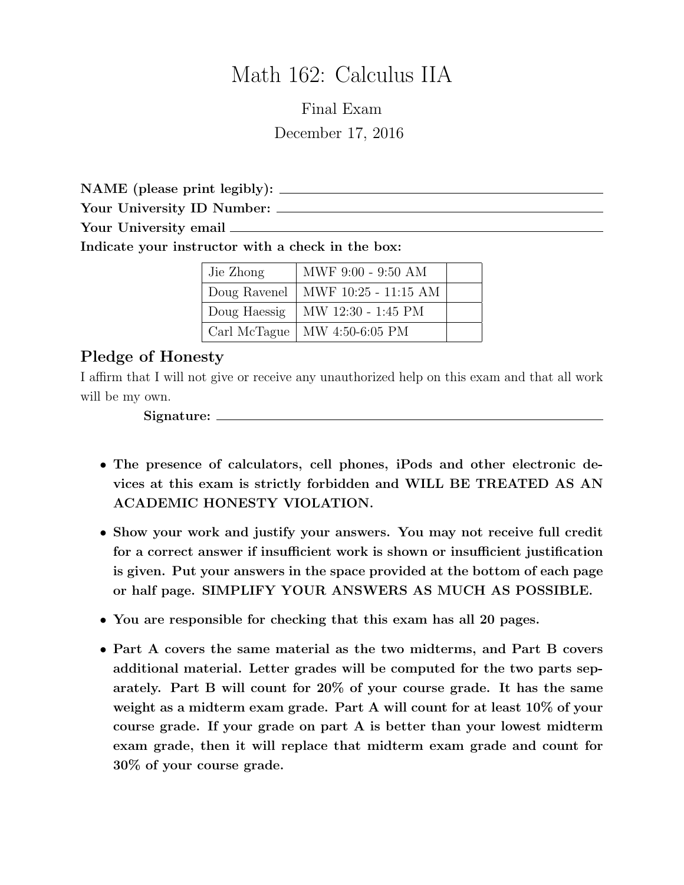# Math 162: Calculus IIA

Final Exam

December 17, 2016

**NAME (please print legibly):** \_\_\_\_\_\_\_\_\_\_\_\_\_\_\_\_\_\_\_\_\_\_\_\_\_\_\_\_\_\_\_\_

**Your University ID Number:** \_\_\_\_\_\_\_\_\_\_\_\_\_\_\_\_\_\_\_\_\_\_\_\_\_\_\_\_\_\_\_\_

**Your University email** \_\_\_\_\_\_\_\_\_\_\_\_\_\_\_\_\_\_\_\_\_\_\_\_\_\_\_\_\_\_\_\_

**Indicate your instructor with a check in the box:**

| | | |
|---|---|---|
| Jie Zhong | MWF 9:00 - 9:50 AM | |
| Doug Ravenel | MWF 10:25 - 11:15 AM | |
| Doug Haessig | MW 12:30 - 1:45 PM | |
| Carl McTague | MW 4:50-6:05 PM | |

## Pledge of Honesty

I affirm that I will not give or receive any unauthorized help on this exam and that all work will be my own.

**Signature:** \_\_\_\_\_\_\_\_\_\_\_\_\_\_\_\_\_\_\_\_\_\_\_\_\_\_\_\_\_\_\_\_

- **The presence of calculators, cell phones, iPods and other electronic devices at this exam is strictly forbidden and WILL BE TREATED AS AN ACADEMIC HONESTY VIOLATION.**
- **Show your work and justify your answers. You may not receive full credit for a correct answer if insufficient work is shown or insufficient justification is given. Put your answers in the space provided at the bottom of each page or half page. SIMPLIFY YOUR ANSWERS AS MUCH AS POSSIBLE.**
- **You are responsible for checking that this exam has all 20 pages.**
- **Part A covers the same material as the two midterms, and Part B covers additional material. Letter grades will be computed for the two parts separately. Part B will count for 20% of your course grade. It has the same weight as a midterm exam grade. Part A will count for at least 10% of your course grade. If your grade on part A is better than your lowest midterm exam grade, then it will replace that midterm exam grade and count for 30% of your course grade.**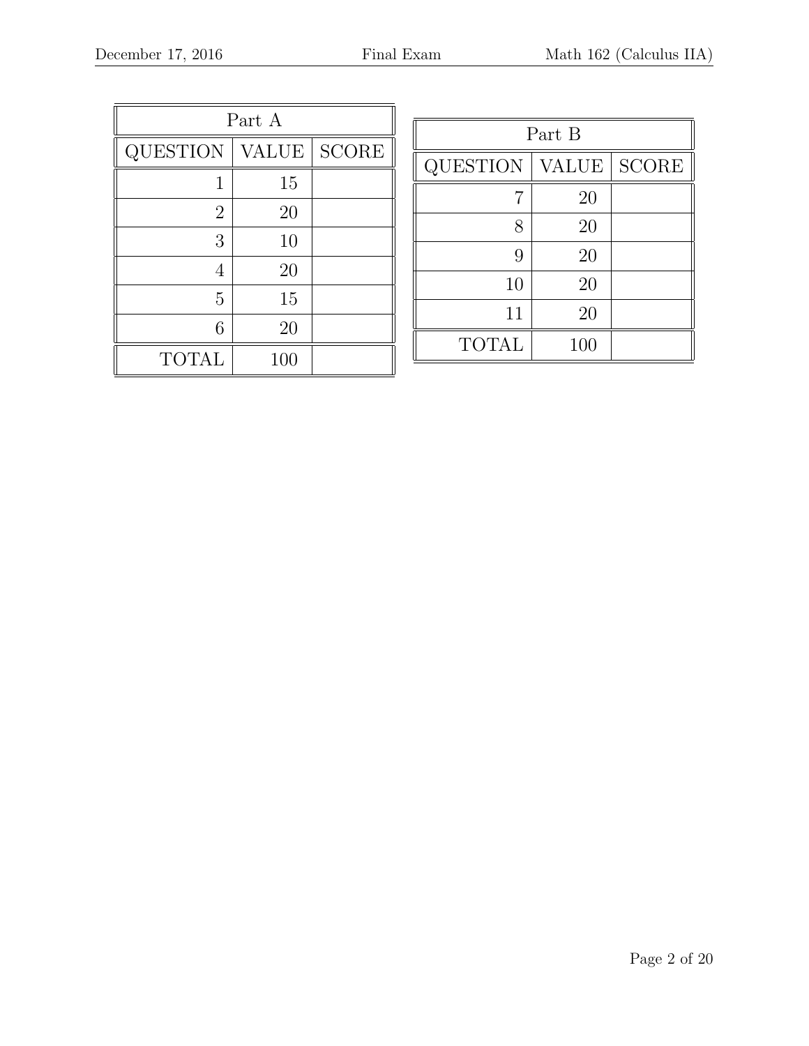| Part A | | |
|---|---|---|
| QUESTION | VALUE | SCORE |
| 1 | 15 | |
| 2 | 20 | |
| 3 | 10 | |
| 4 | 20 | |
| 5 | 15 | |
| 6 | 20 | |
| TOTAL | 100 | |

| Part B | | |
|---|---|---|
| QUESTION | VALUE | SCORE |
| 7 | 20 | |
| 8 | 20 | |
| 9 | 20 | |
| 10 | 20 | |
| 11 | 20 | |
| TOTAL | 100 | |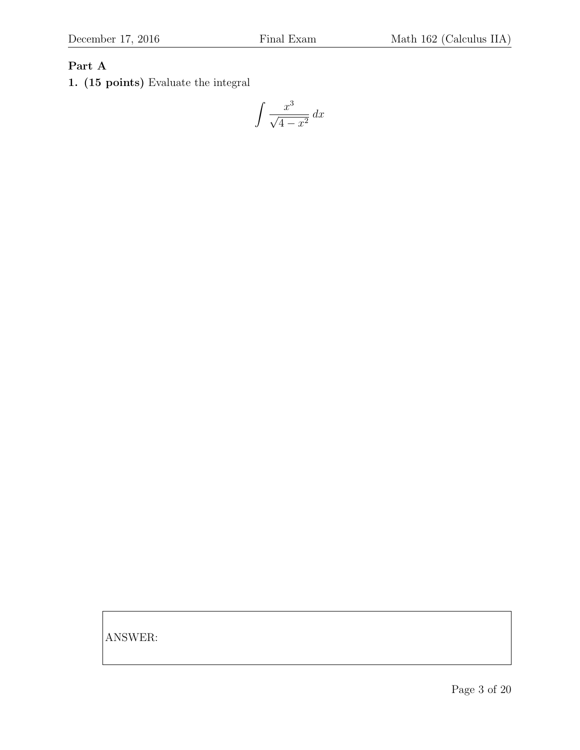**Part A**

**1. (15 points)** Evaluate the integral

$$\int \frac{x^3}{\sqrt{4-x^2}}\,dx$$

ANSWER: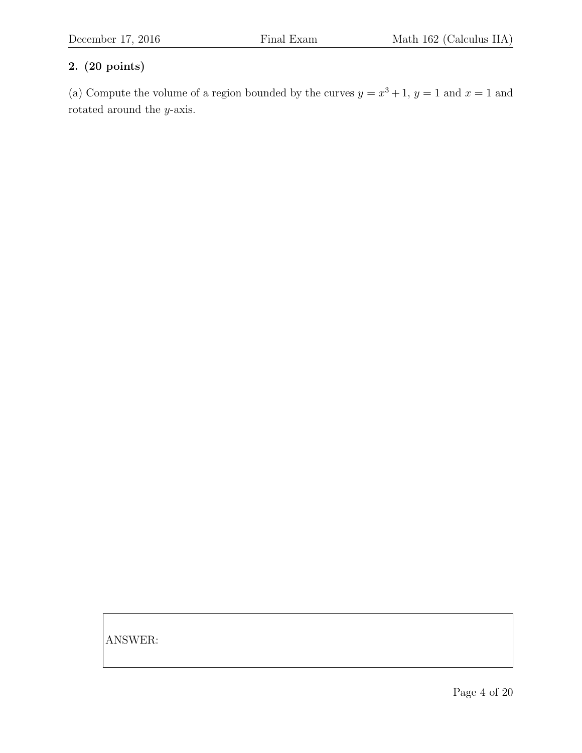**2. (20 points)**

(a) Compute the volume of a region bounded by the curves $y = x^3 + 1$, $y = 1$ and $x = 1$ and rotated around the $y$-axis.

ANSWER: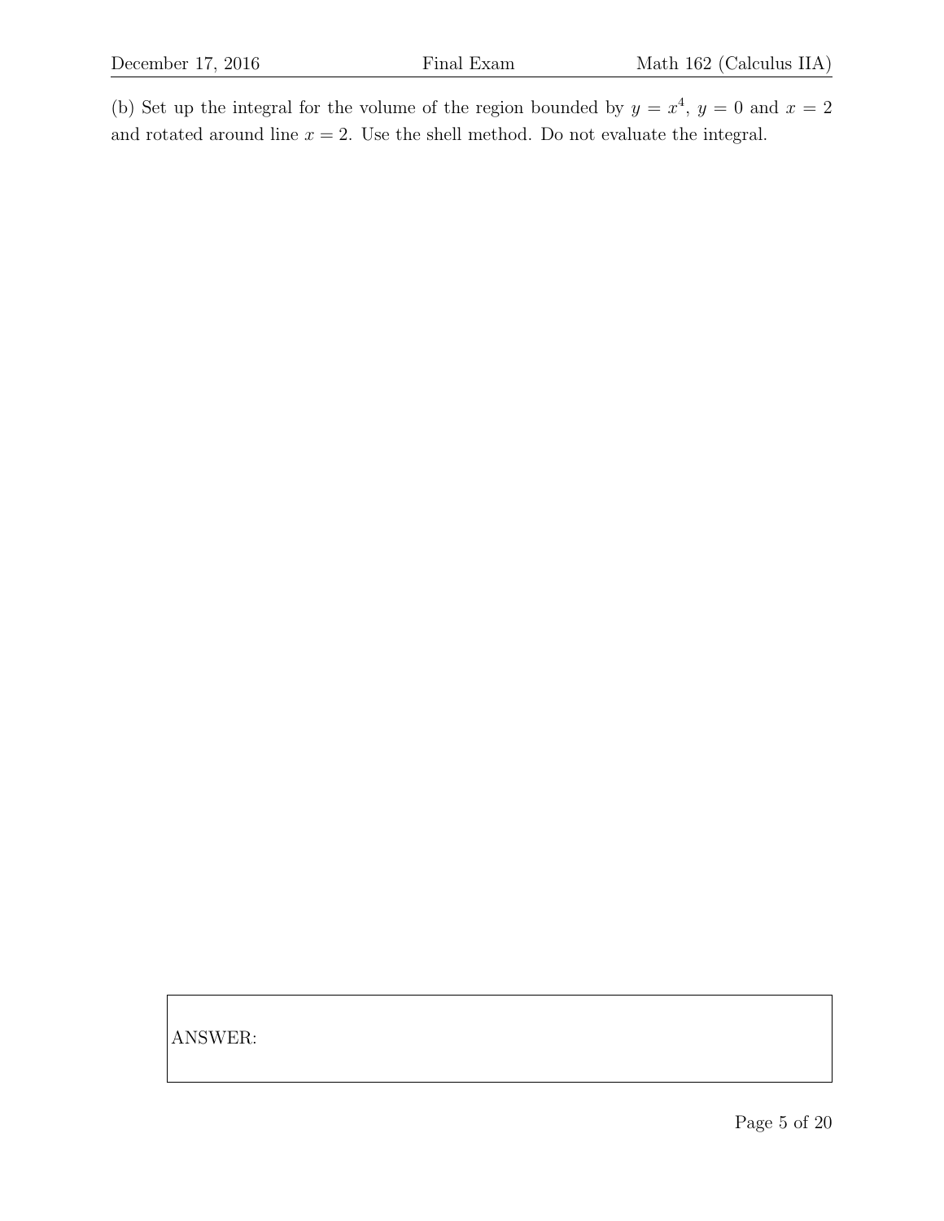(b) Set up the integral for the volume of the region bounded by $y = x^4$, $y = 0$ and $x = 2$ and rotated around line $x = 2$. Use the shell method. Do not evaluate the integral.

ANSWER: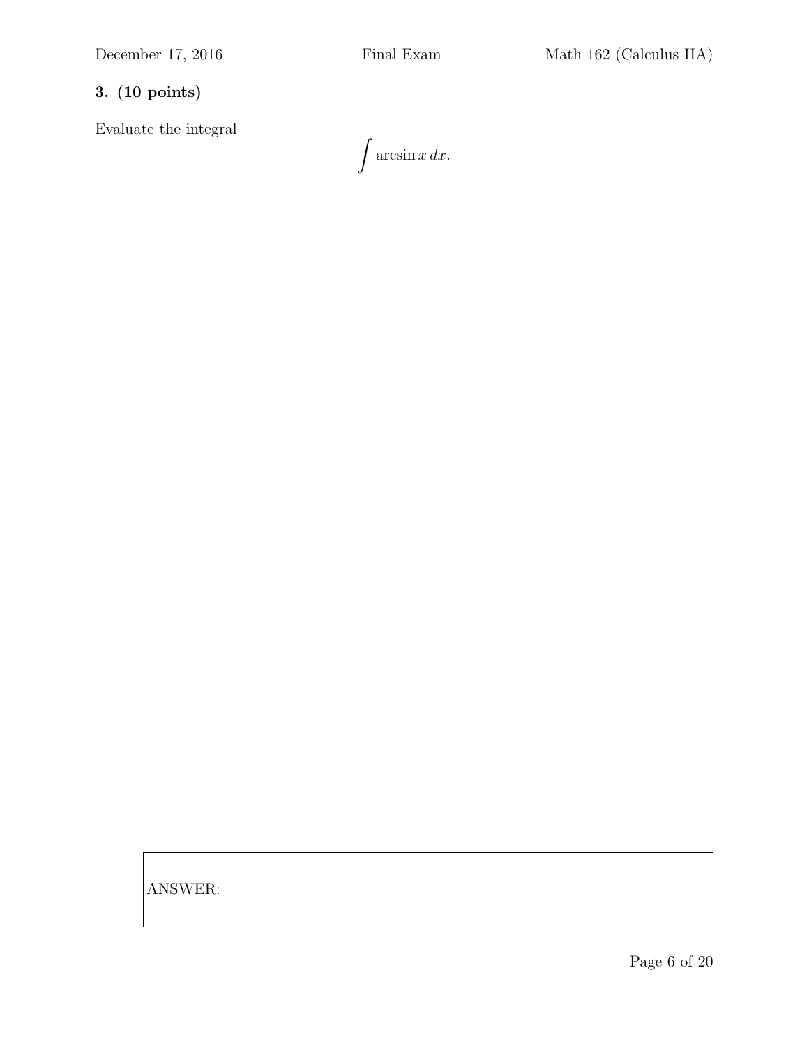**3. (10 points)**

Evaluate the integral

$$\int \arcsin x \, dx.$$

ANSWER: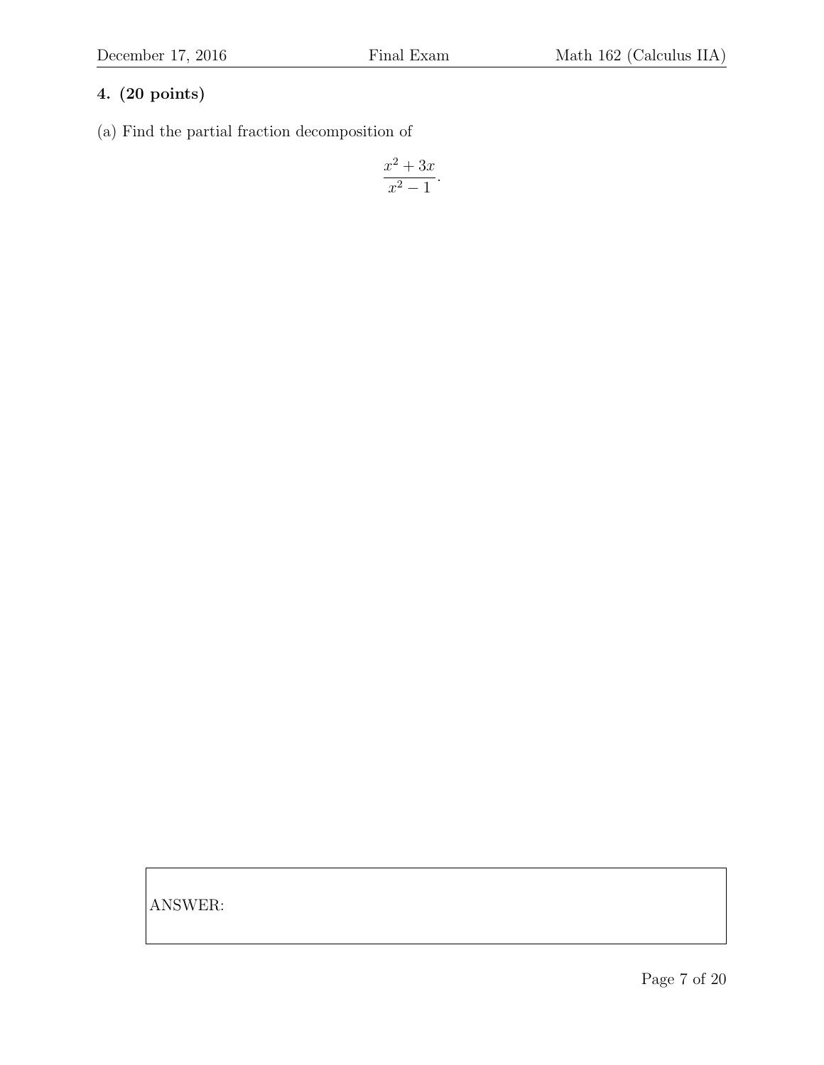**4. (20 points)**

(a) Find the partial fraction decomposition of

$$\frac{x^2 + 3x}{x^2 - 1}.$$

ANSWER: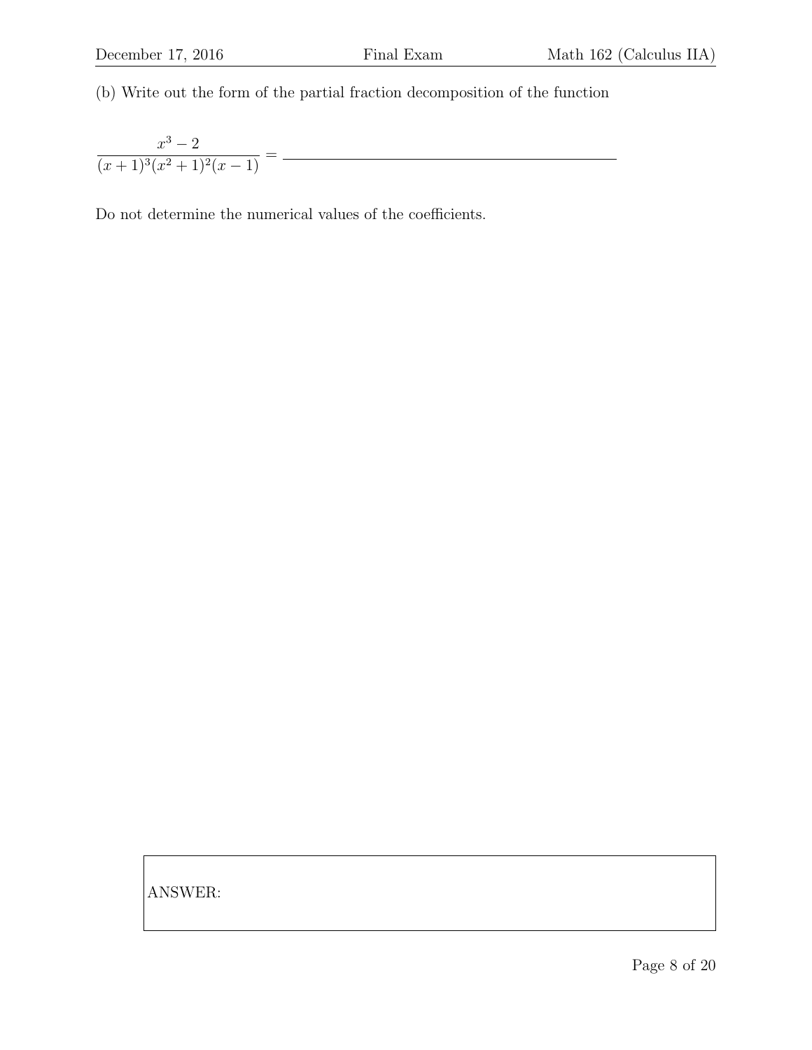(b) Write out the form of the partial fraction decomposition of the function

$$\frac{x^3 - 2}{(x+1)^3(x^2+1)^2(x-1)} = \rule{5cm}{0.4pt}$$

Do not determine the numerical values of the coefficients.

ANSWER: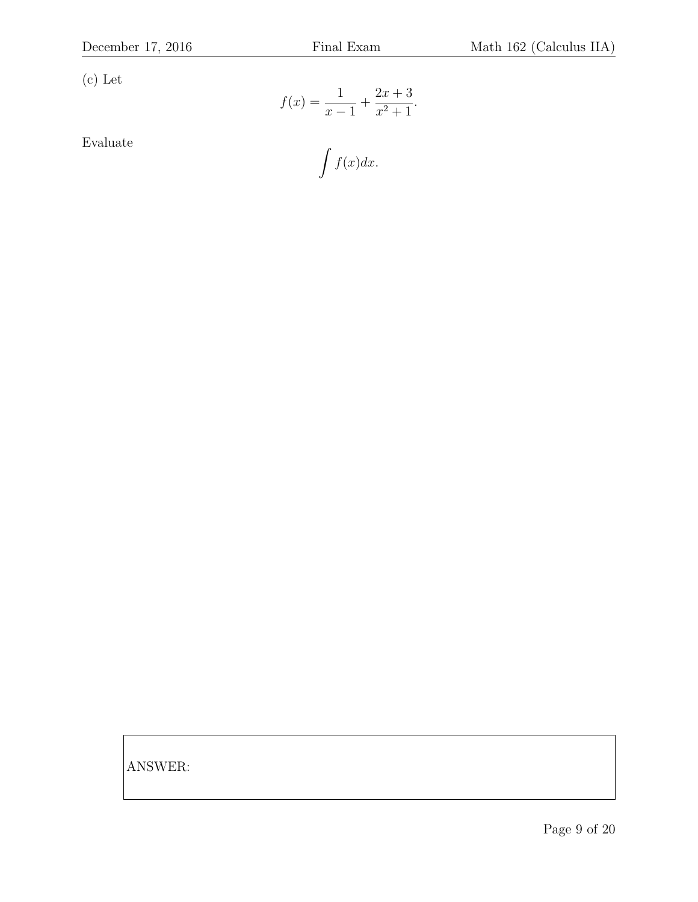(c) Let

$$f(x) = \frac{1}{x-1} + \frac{2x+3}{x^2+1}.$$

Evaluate

$$\int f(x)dx.$$

ANSWER: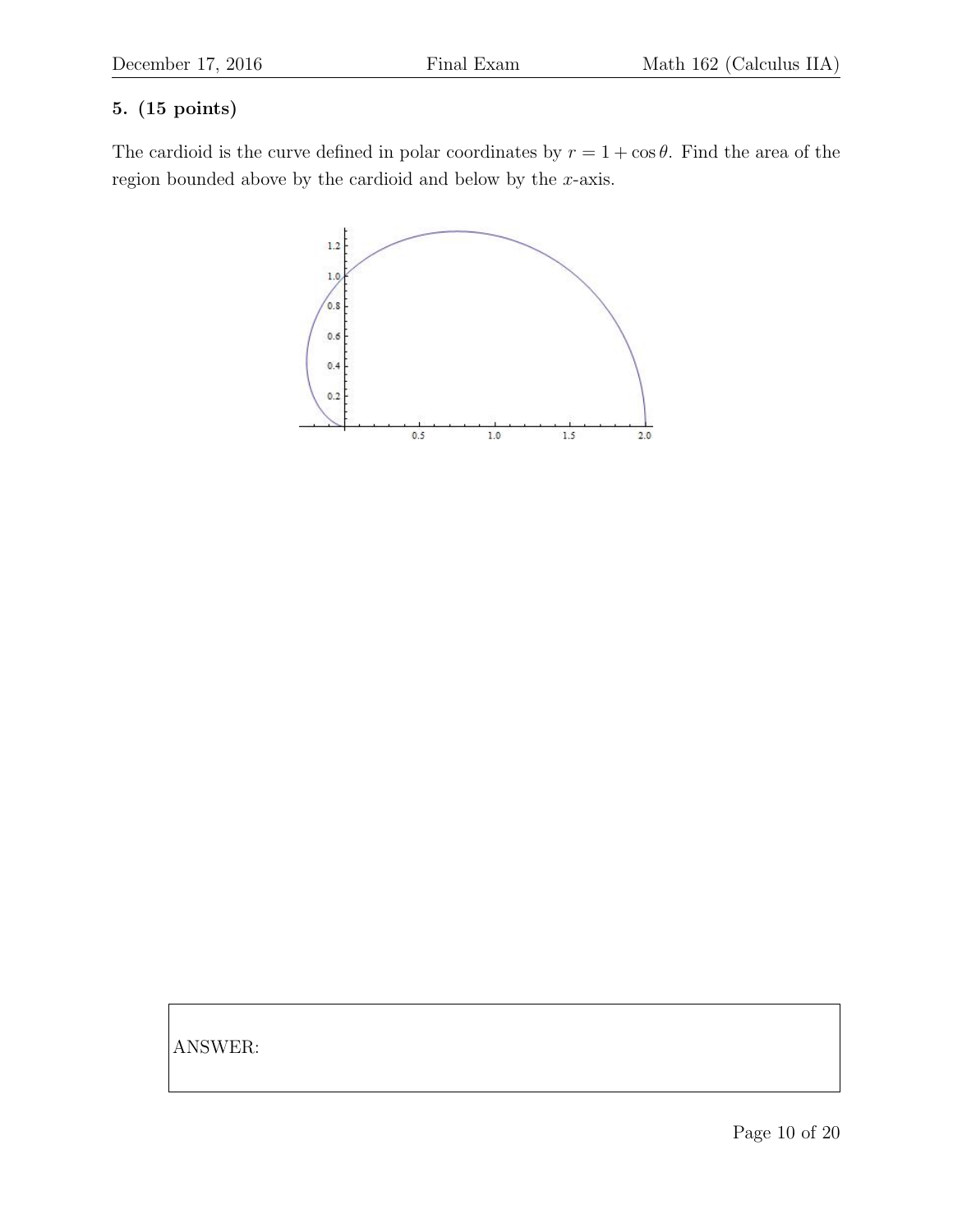**5. (15 points)**

The cardioid is the curve defined in polar coordinates by $r = 1 + \cos\theta$. Find the area of the region bounded above by the cardioid and below by the $x$-axis.

ANSWER: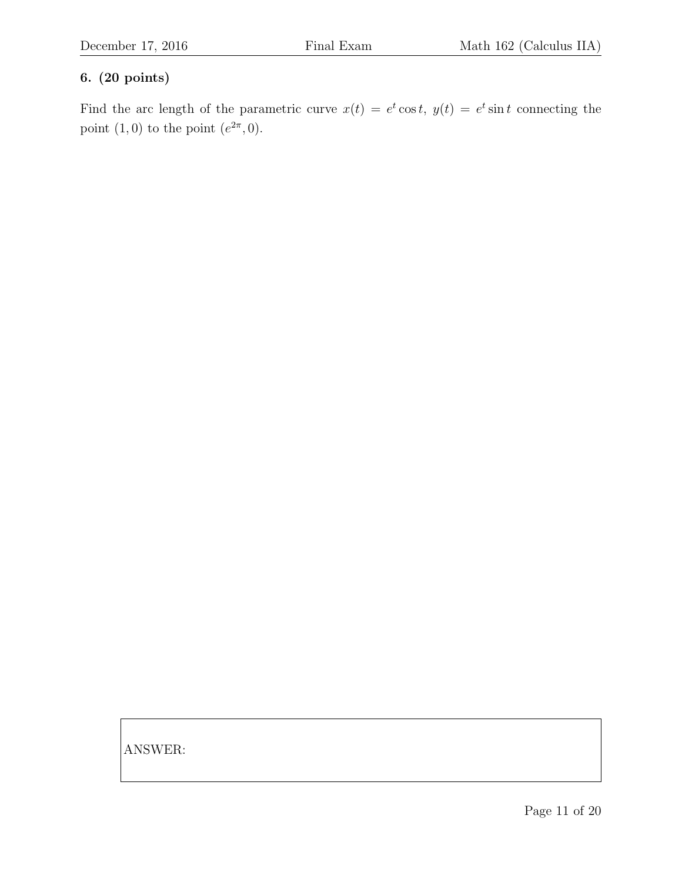**6. (20 points)**

Find the arc length of the parametric curve $x(t) = e^t \cos t,\ y(t) = e^t \sin t$ connecting the point $(1, 0)$ to the point $(e^{2\pi}, 0)$.

ANSWER: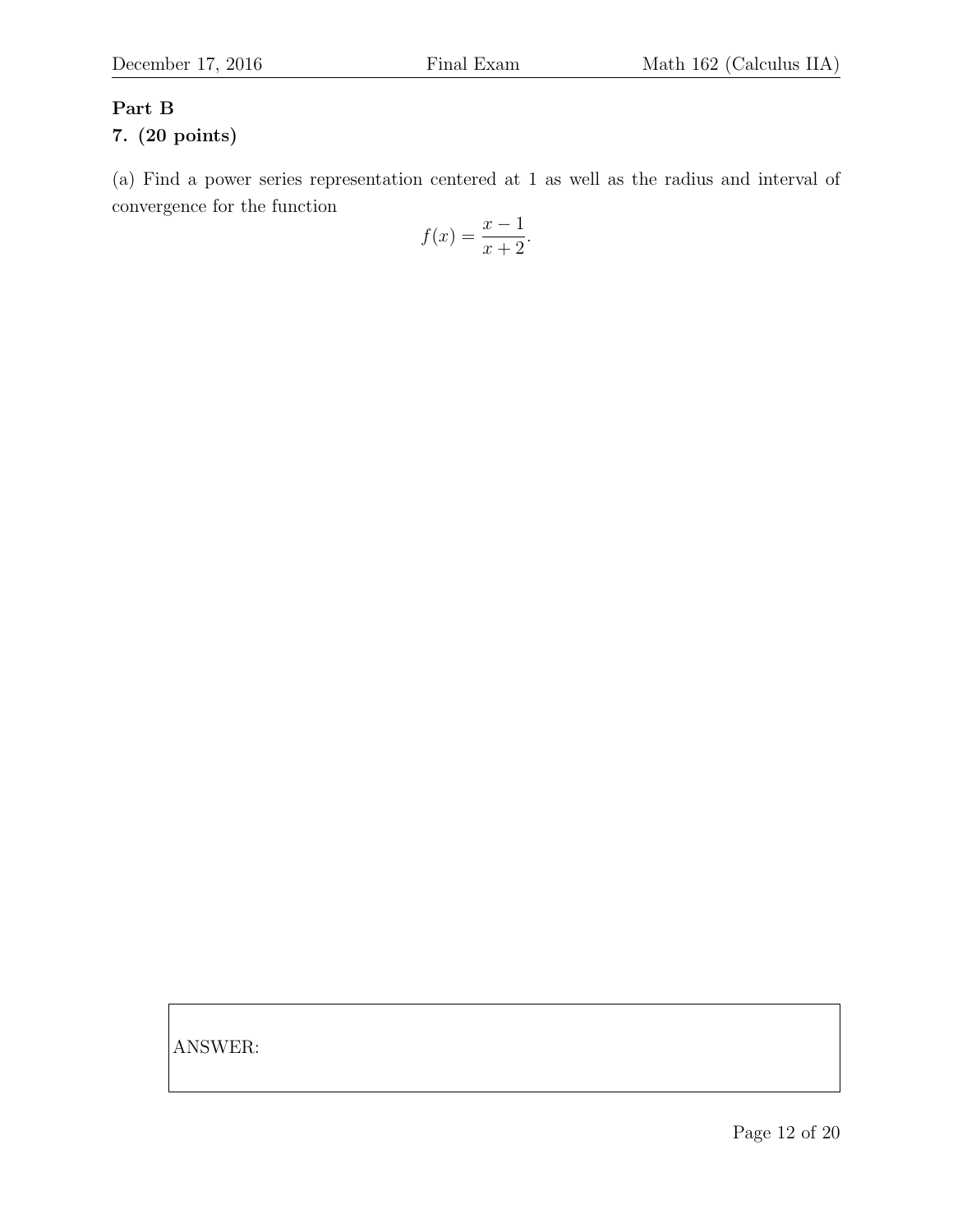**Part B**

**7. (20 points)**

(a) Find a power series representation centered at 1 as well as the radius and interval of convergence for the function

$$f(x) = \frac{x-1}{x+2}.$$

ANSWER: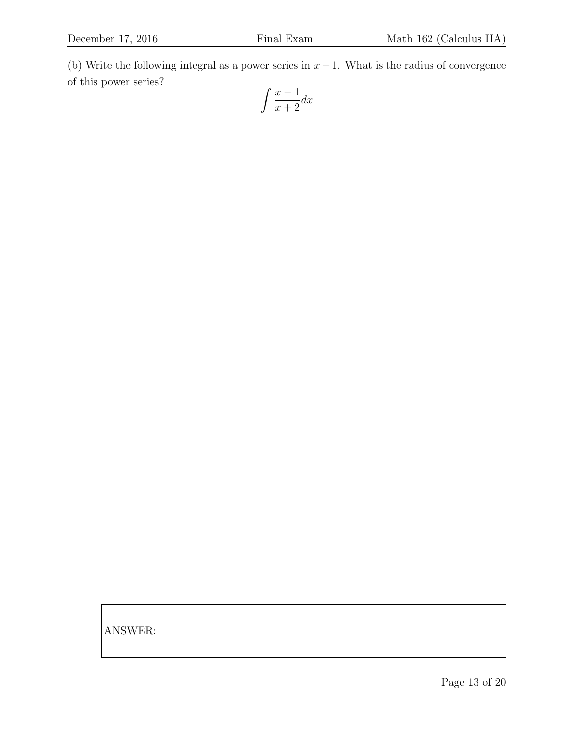(b) Write the following integral as a power series in $x - 1$. What is the radius of convergence of this power series?

$$\int \frac{x-1}{x+2} dx$$

ANSWER: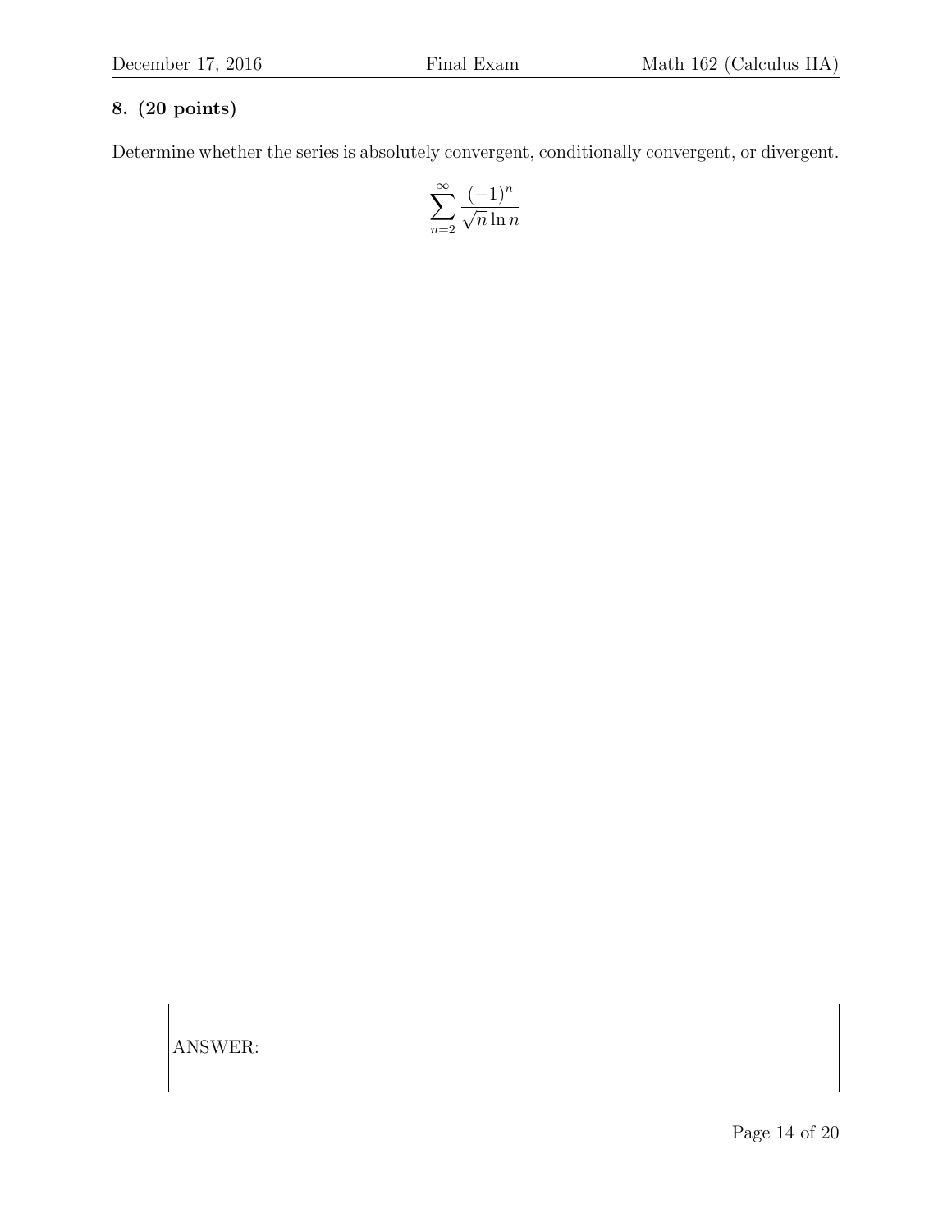**8. (20 points)**

Determine whether the series is absolutely convergent, conditionally convergent, or divergent.

$$\sum_{n=2}^{\infty} \frac{(-1)^n}{\sqrt{n}\ln n}$$

ANSWER: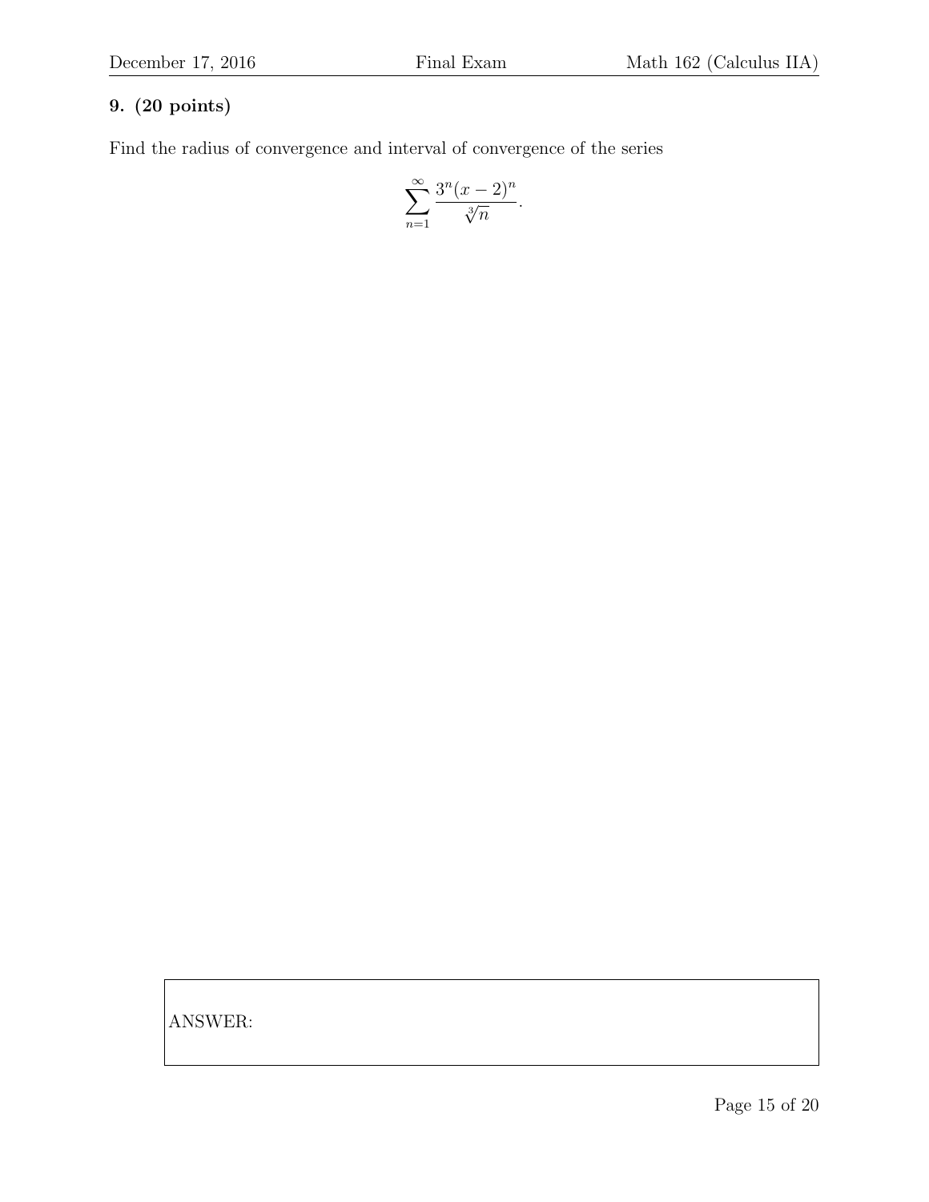**9. (20 points)**

Find the radius of convergence and interval of convergence of the series

$$\sum_{n=1}^{\infty} \frac{3^n (x-2)^n}{\sqrt[3]{n}}.$$

ANSWER: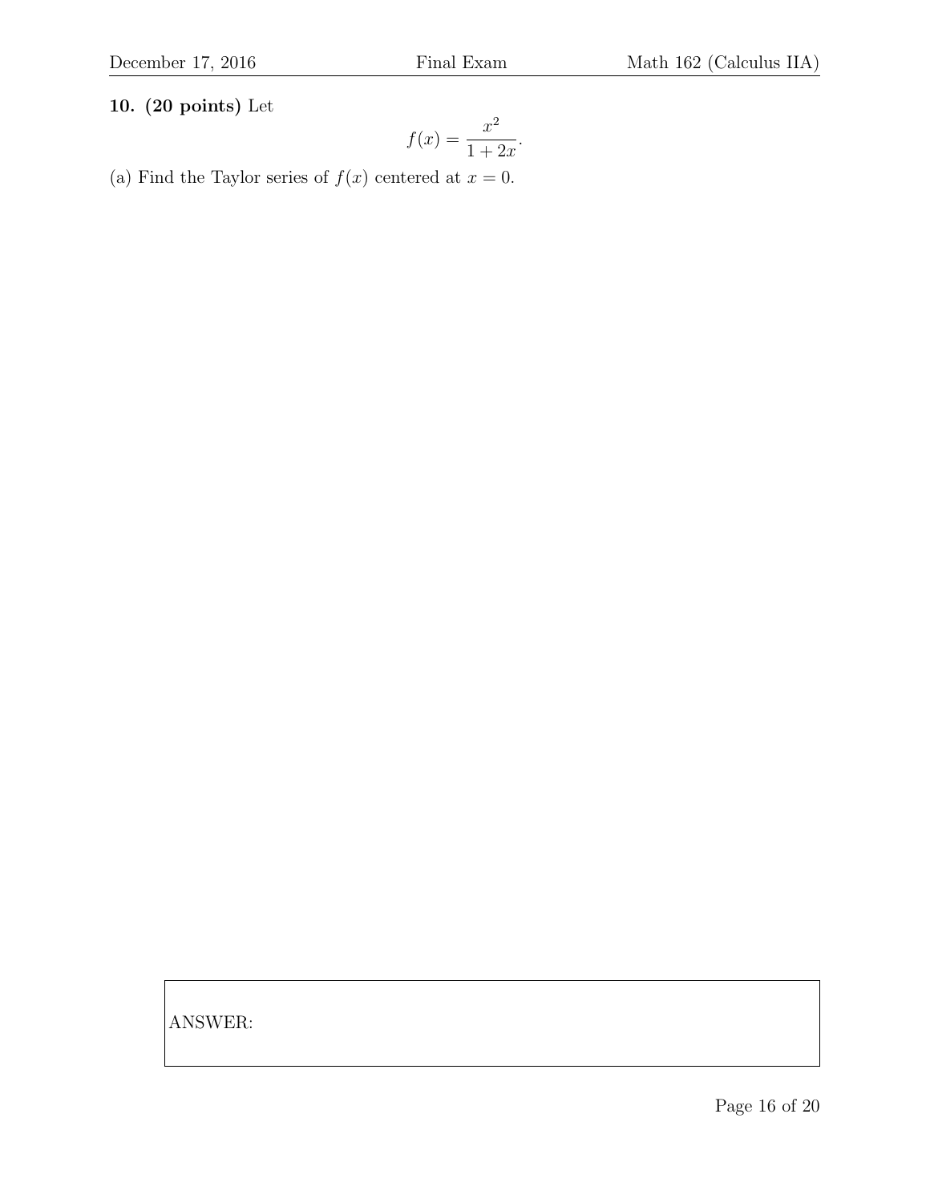**10. (20 points)** Let

$$f(x) = \frac{x^2}{1 + 2x}.$$

(a) Find the Taylor series of $f(x)$ centered at $x = 0$.

ANSWER: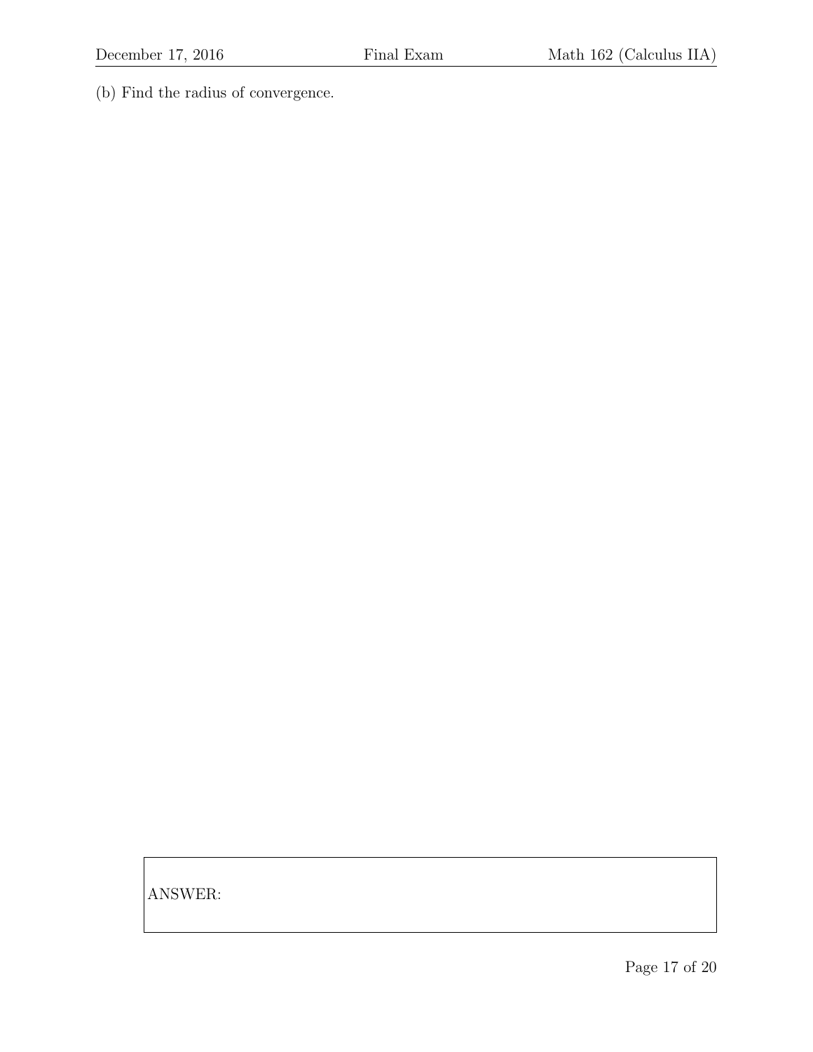(b) Find the radius of convergence.

ANSWER: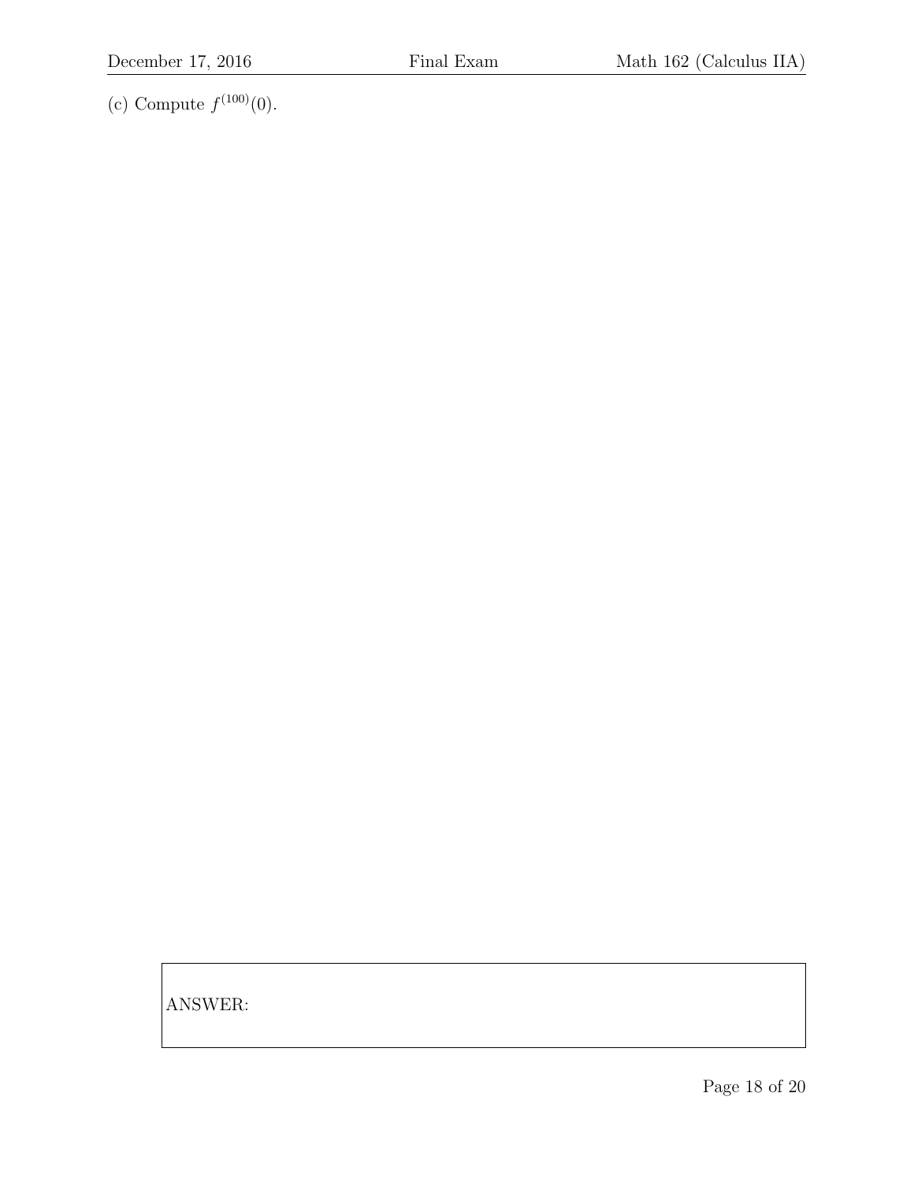(c) Compute $f^{(100)}(0)$.

ANSWER: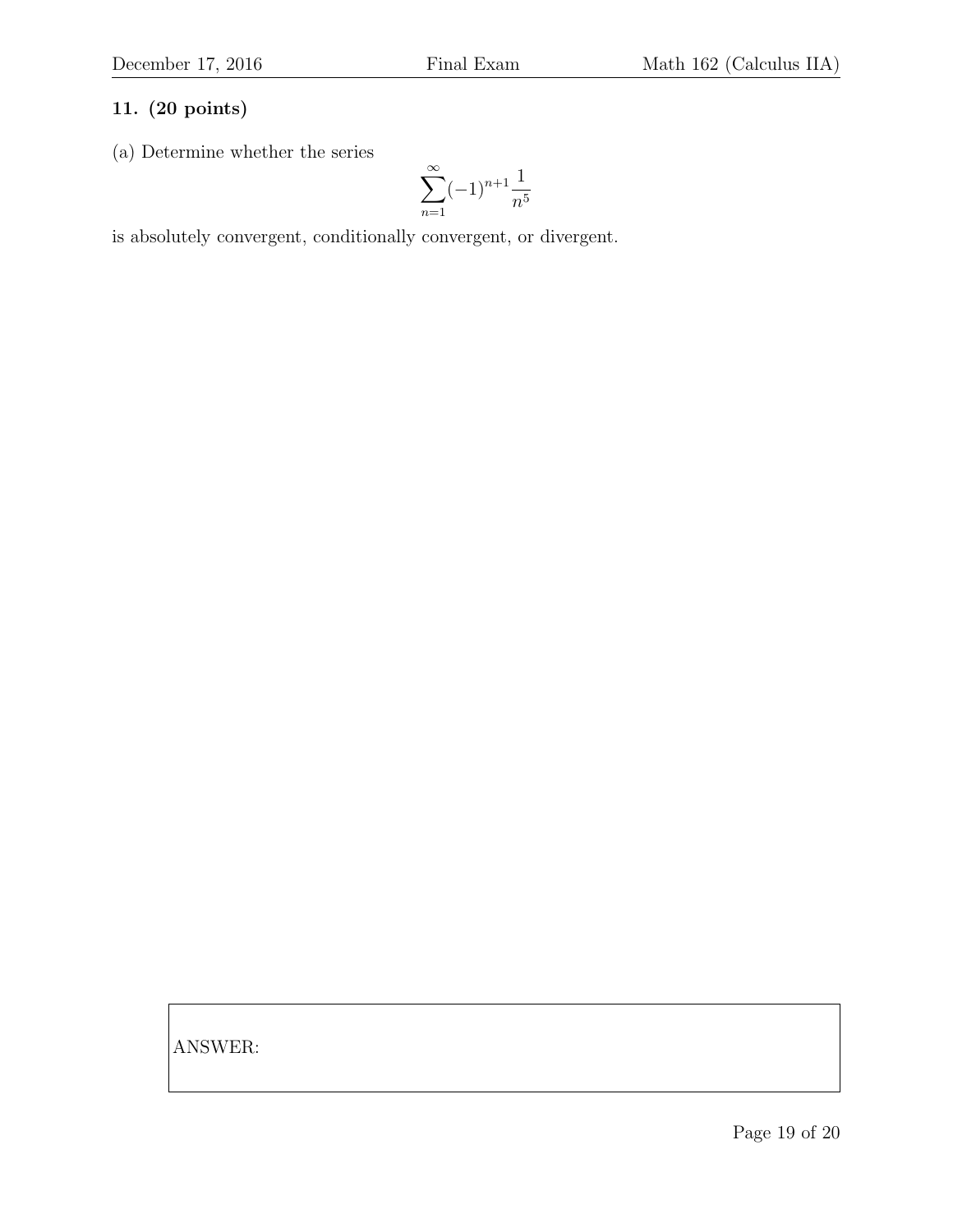**11. (20 points)**

(a) Determine whether the series

$$\sum_{n=1}^{\infty} (-1)^{n+1} \frac{1}{n^5}$$

is absolutely convergent, conditionally convergent, or divergent.

ANSWER: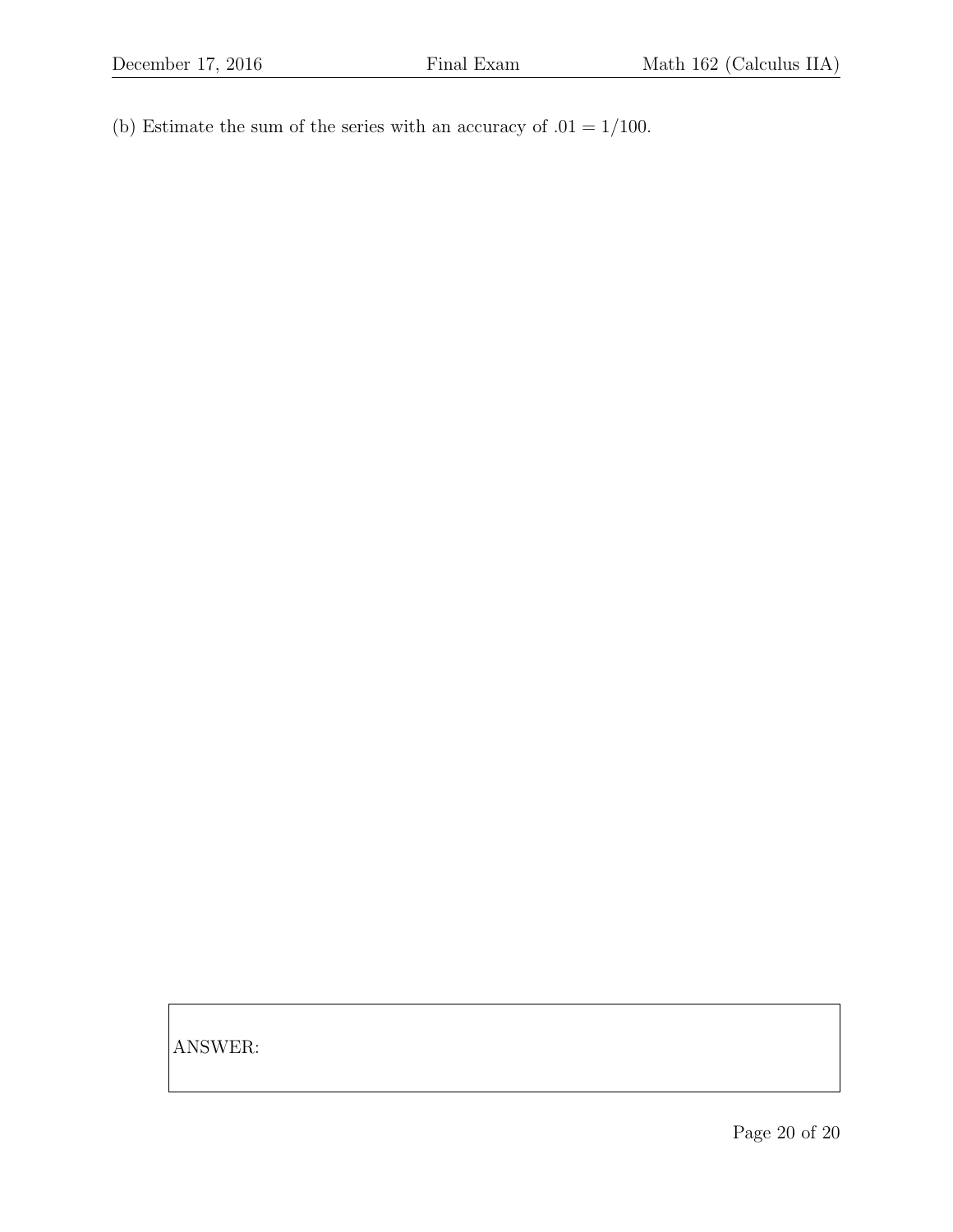(b) Estimate the sum of the series with an accuracy of $.01 = 1/100$.

ANSWER: